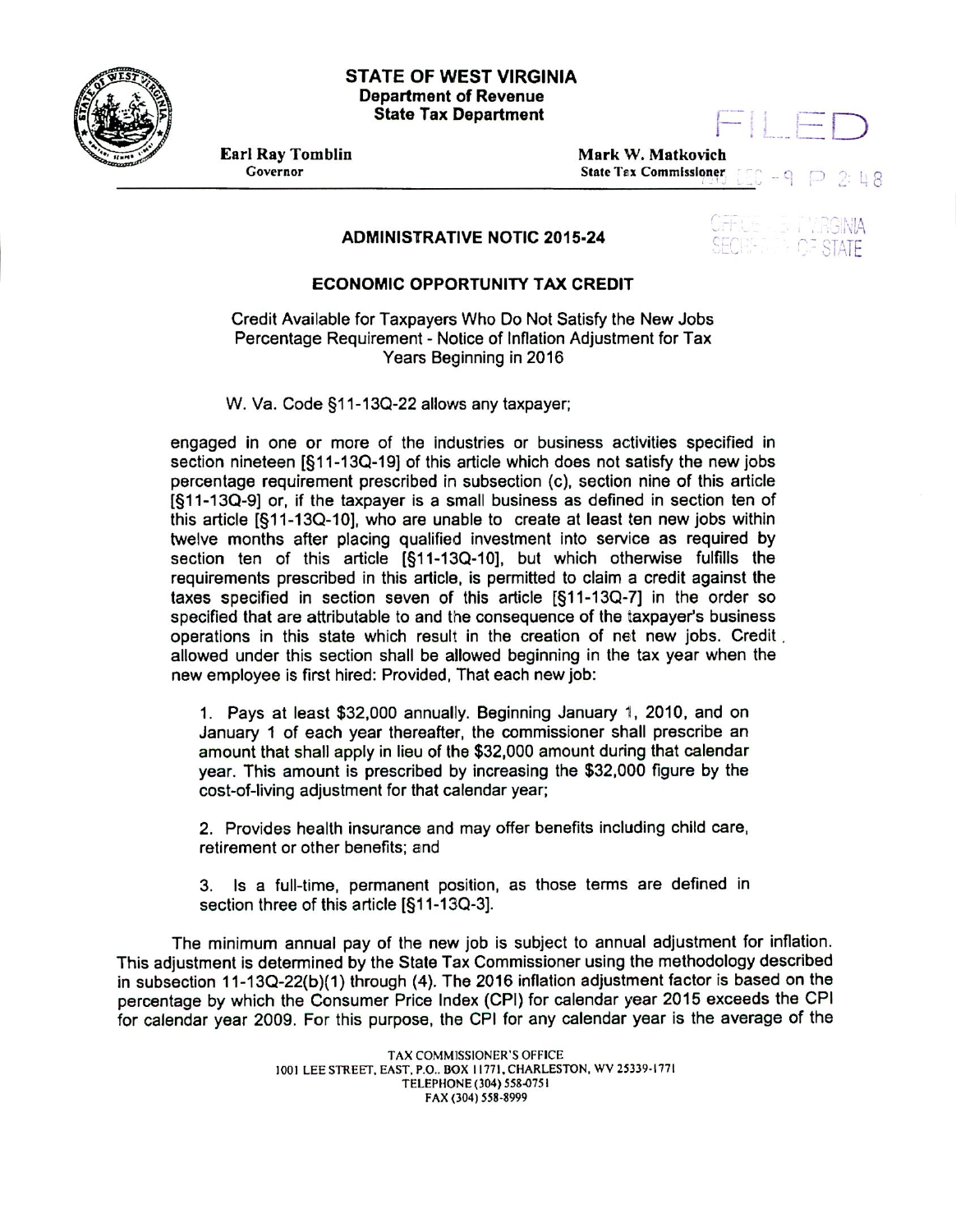**STATE OF WEST VIRGINIA**
**Department of Revenue**
**State Tax Department**

**Earl Ray Tomblin**
Governor

**Mark W. Matkovich**
State Tax Commissioner

FILED

2015 DEC -9 P 2:48

OFFICE OF WEST VIRGINIA SECRETARY OF STATE

## ADMINISTRATIVE NOTIC 2015-24

### ECONOMIC OPPORTUNITY TAX CREDIT

Credit Available for Taxpayers Who Do Not Satisfy the New Jobs Percentage Requirement - Notice of Inflation Adjustment for Tax Years Beginning in 2016

W. Va. Code §11-13Q-22 allows any taxpayer;

> engaged in one or more of the industries or business activities specified in section nineteen [§11-13Q-19] of this article which does not satisfy the new jobs percentage requirement prescribed in subsection (c), section nine of this article [§11-13Q-9] or, if the taxpayer is a small business as defined in section ten of this article [§11-13Q-10], who are unable to create at least ten new jobs within twelve months after placing qualified investment into service as required by section ten of this article [§11-13Q-10], but which otherwise fulfills the requirements prescribed in this article, is permitted to claim a credit against the taxes specified in section seven of this article [§11-13Q-7] in the order so specified that are attributable to and the consequence of the taxpayer's business operations in this state which result in the creation of net new jobs. Credit allowed under this section shall be allowed beginning in the tax year when the new employee is first hired: Provided, That each new job:
>
> 1. Pays at least $32,000 annually. Beginning January 1, 2010, and on January 1 of each year thereafter, the commissioner shall prescribe an amount that shall apply in lieu of the $32,000 amount during that calendar year. This amount is prescribed by increasing the $32,000 figure by the cost-of-living adjustment for that calendar year;
>
> 2. Provides health insurance and may offer benefits including child care, retirement or other benefits; and
>
> 3. Is a full-time, permanent position, as those terms are defined in section three of this article [§11-13Q-3].

The minimum annual pay of the new job is subject to annual adjustment for inflation. This adjustment is determined by the State Tax Commissioner using the methodology described in subsection 11-13Q-22(b)(1) through (4). The 2016 inflation adjustment factor is based on the percentage by which the Consumer Price Index (CPI) for calendar year 2015 exceeds the CPI for calendar year 2009. For this purpose, the CPI for any calendar year is the average of the

TAX COMMISSIONER'S OFFICE
1001 LEE STREET, EAST, P.O.. BOX 11771, CHARLESTON, WV 25339-1771
TELEPHONE (304) 558-0751
FAX (304) 558-8999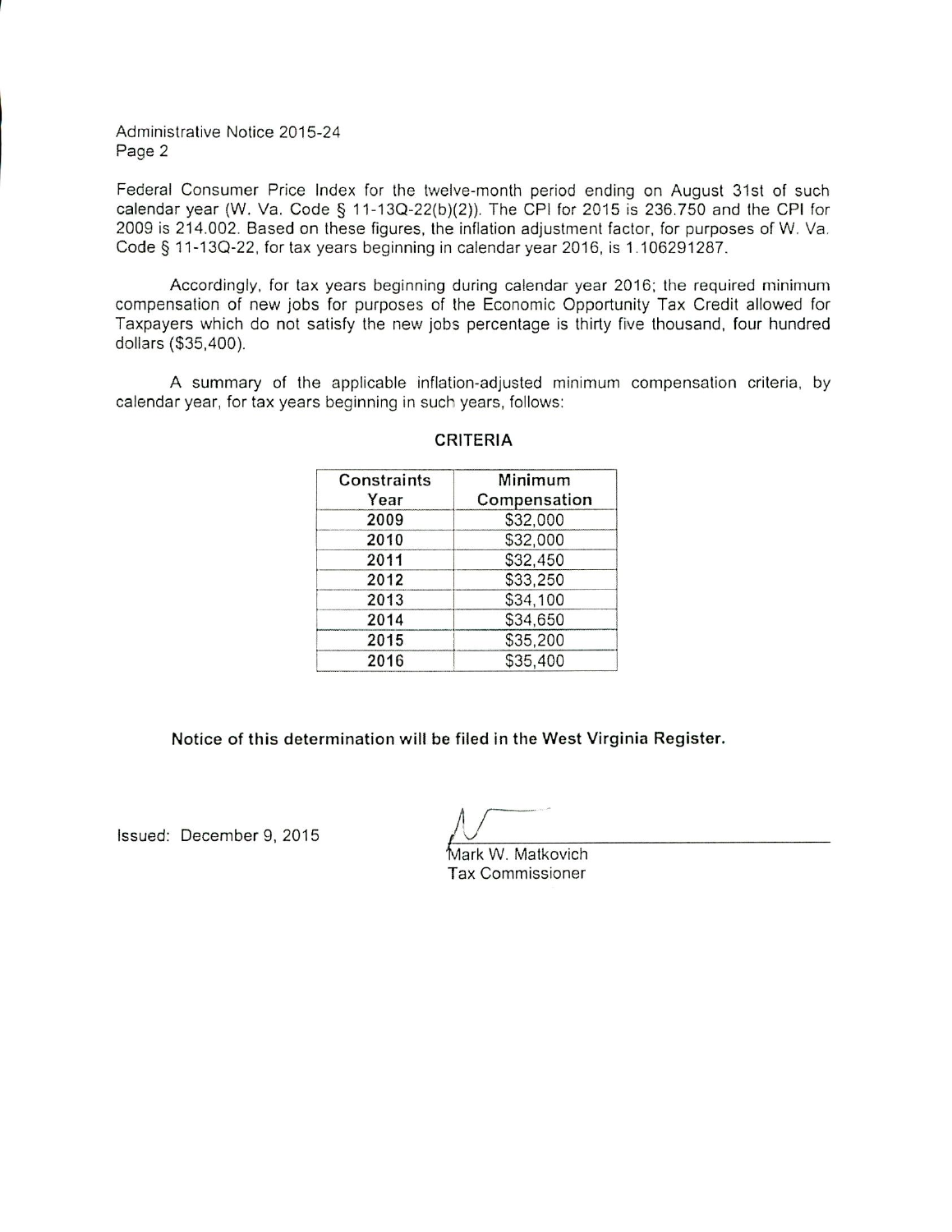Federal Consumer Price Index for the twelve-month period ending on August 31st of such calendar year (W. Va. Code § 11-13Q-22(b)(2)). The CPI for 2015 is 236.750 and the CPI for 2009 is 214.002. Based on these figures, the inflation adjustment factor, for purposes of W. Va. Code § 11-13Q-22, for tax years beginning in calendar year 2016, is 1.106291287.

Accordingly, for tax years beginning during calendar year 2016; the required minimum compensation of new jobs for purposes of the Economic Opportunity Tax Credit allowed for Taxpayers which do not satisfy the new jobs percentage is thirty five thousand, four hundred dollars ($35,400).

A summary of the applicable inflation-adjusted minimum compensation criteria, by calendar year, for tax years beginning in such years, follows:

**CRITERIA**

| Constraints Year | Minimum Compensation |
|---|---|
| 2009 | $32,000 |
| 2010 | $32,000 |
| 2011 | $32,450 |
| 2012 | $33,250 |
| 2013 | $34,100 |
| 2014 | $34,650 |
| 2015 | $35,200 |
| 2016 | $35,400 |

**Notice of this determination will be filed in the West Virginia Register.**

Issued: December 9, 2015

Mark W. Matkovich
Tax Commissioner